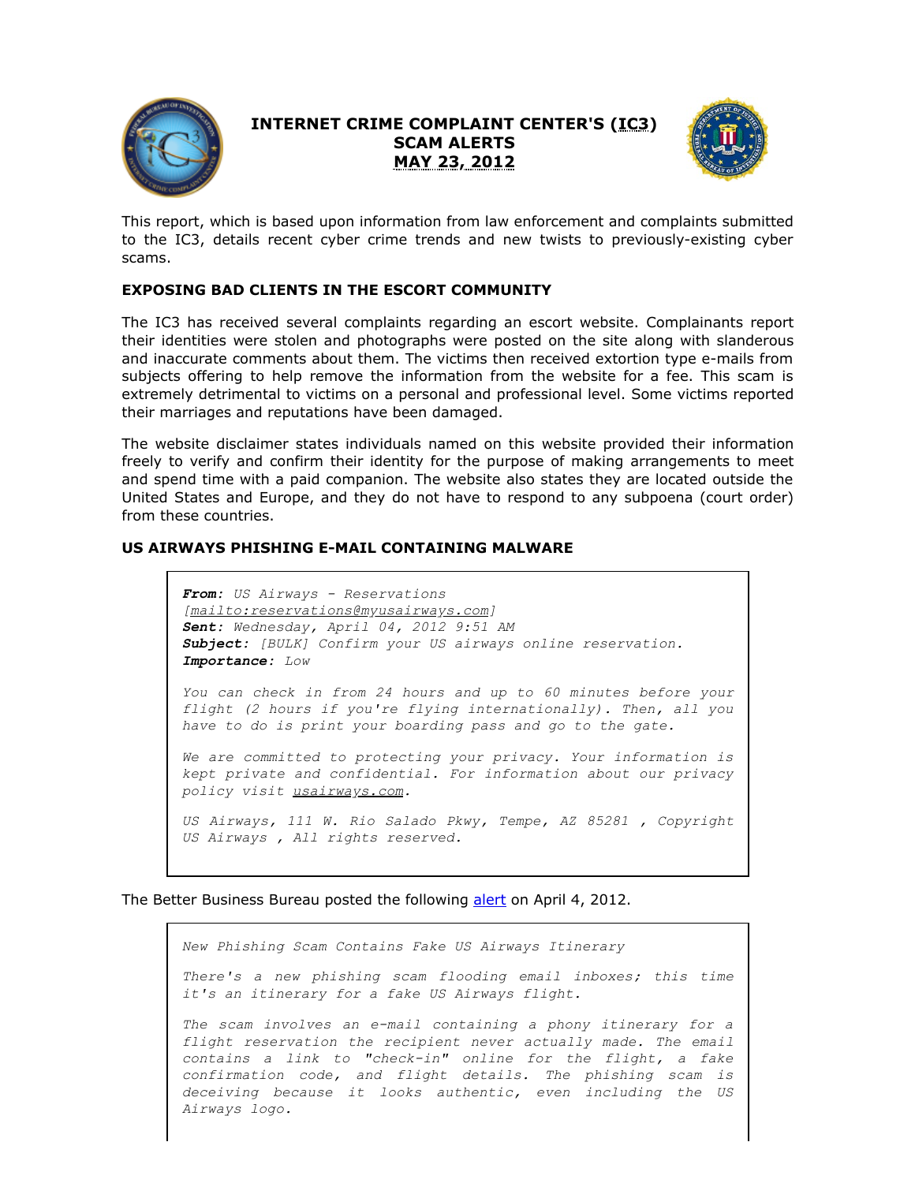# INTERNET CRIME COMPLAINT CENTER'S (IC3) SCAM ALERTS MAY 23, 2012

This report, which is based upon information from law enforcement and complaints submitted to the IC3, details recent cyber crime trends and new twists to previously-existing cyber scams.

## EXPOSING BAD CLIENTS IN THE ESCORT COMMUNITY

The IC3 has received several complaints regarding an escort website. Complainants report their identities were stolen and photographs were posted on the site along with slanderous and inaccurate comments about them. The victims then received extortion type e-mails from subjects offering to help remove the information from the website for a fee. This scam is extremely detrimental to victims on a personal and professional level. Some victims reported their marriages and reputations have been damaged.

The website disclaimer states individuals named on this website provided their information freely to verify and confirm their identity for the purpose of making arrangements to meet and spend time with a paid companion. The website also states they are located outside the United States and Europe, and they do not have to respond to any subpoena (court order) from these countries.

## US AIRWAYS PHISHING E-MAIL CONTAINING MALWARE

> ***From:*** *US Airways - Reservations [mailto:reservations@myusairways.com]*
> ***Sent:*** *Wednesday, April 04, 2012 9:51 AM*
> ***Subject:*** *[BULK] Confirm your US airways online reservation.*
> ***Importance:*** *Low*
>
> *You can check in from 24 hours and up to 60 minutes before your flight (2 hours if you're flying internationally). Then, all you have to do is print your boarding pass and go to the gate.*
>
> *We are committed to protecting your privacy. Your information is kept private and confidential. For information about our privacy policy visit usairways.com.*
>
> *US Airways, 111 W. Rio Salado Pkwy, Tempe, AZ 85281 , Copyright US Airways , All rights reserved.*

The Better Business Bureau posted the following alert on April 4, 2012.

> *New Phishing Scam Contains Fake US Airways Itinerary*
>
> *There's a new phishing scam flooding email inboxes; this time it's an itinerary for a fake US Airways flight.*
>
> *The scam involves an e-mail containing a phony itinerary for a flight reservation the recipient never actually made. The email contains a link to "check-in" online for the flight, a fake confirmation code, and flight details. The phishing scam is deceiving because it looks authentic, even including the US Airways logo.*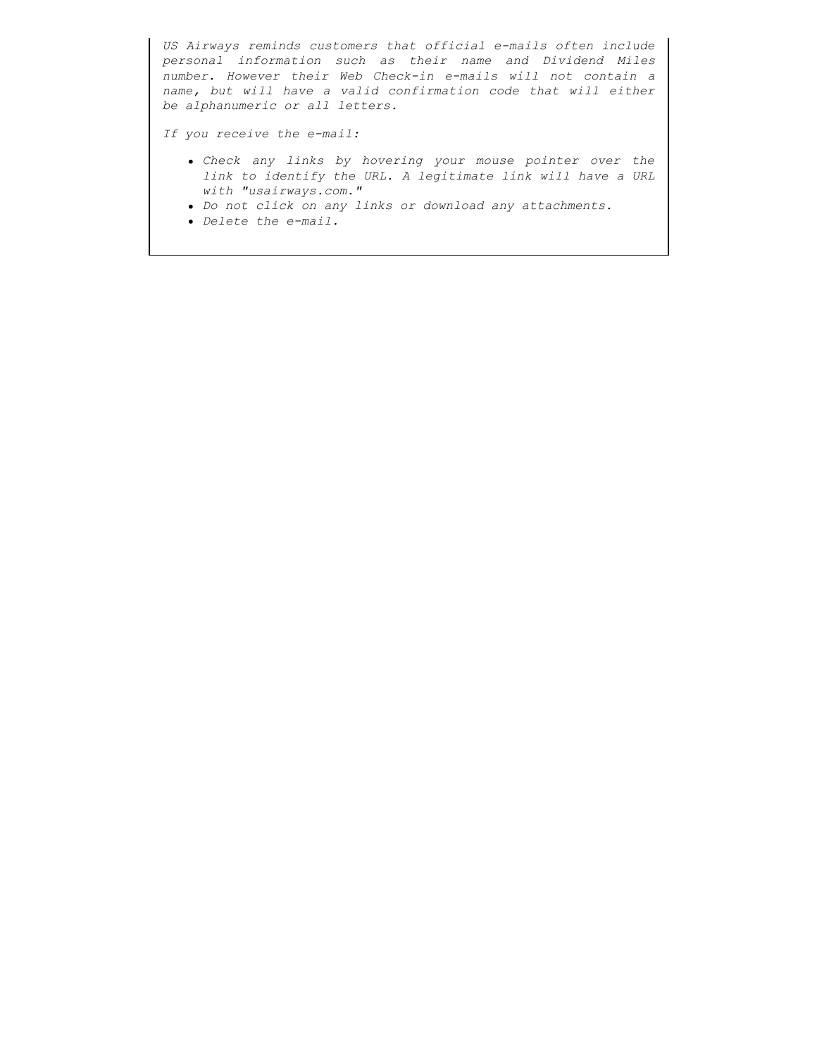*US Airways reminds customers that official e-mails often include personal information such as their name and Dividend Miles number. However their Web Check-in e-mails will not contain a name, but will have a valid confirmation code that will either be alphanumeric or all letters.*

*If you receive the e-mail:*

- *Check any links by hovering your mouse pointer over the link to identify the URL. A legitimate link will have a URL with "usairways.com."*
- *Do not click on any links or download any attachments.*
- *Delete the e-mail.*